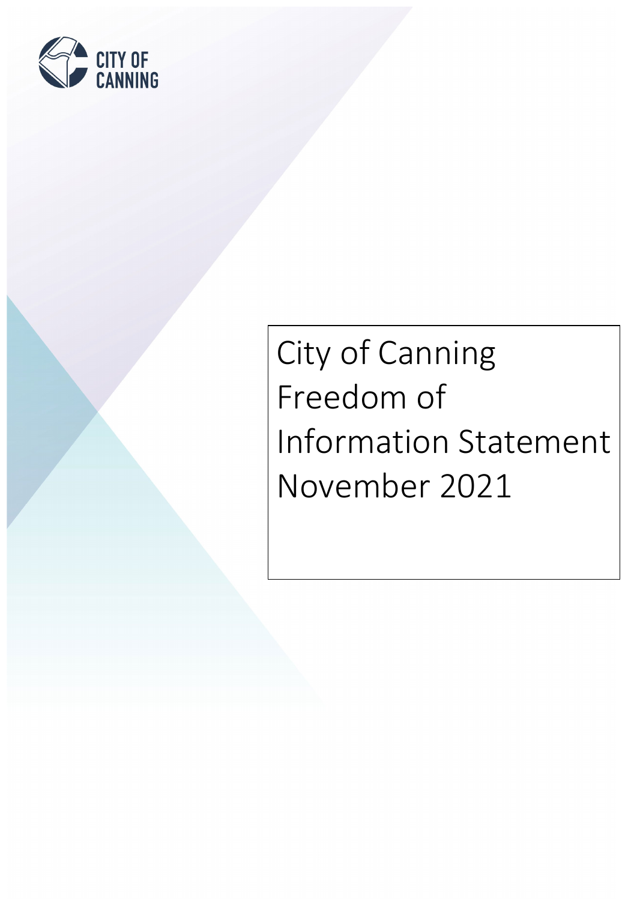CITY OF CANNING

# City of Canning Freedom of Information Statement November 2021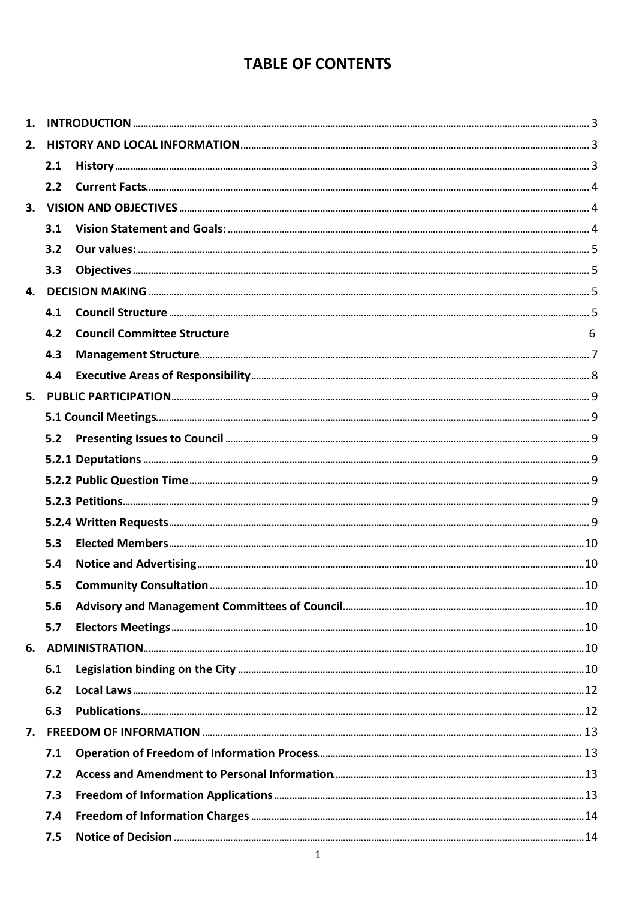# TABLE OF CONTENTS

1. INTRODUCTION .......... 3
2. HISTORY AND LOCAL INFORMATION .......... 3
   - 2.1 History .......... 3
   - 2.2 Current Facts .......... 4
3. VISION AND OBJECTIVES .......... 4
   - 3.1 Vision Statement and Goals: .......... 4
   - 3.2 Our values: .......... 5
   - 3.3 Objectives .......... 5
4. DECISION MAKING .......... 5
   - 4.1 Council Structure .......... 5
   - 4.2 Council Committee Structure 6
   - 4.3 Management Structure .......... 7
   - 4.4 Executive Areas of Responsibility .......... 8
5. PUBLIC PARTICIPATION .......... 9
   - 5.1 Council Meetings .......... 9
   - 5.2 Presenting Issues to Council .......... 9
   - 5.2.1 Deputations .......... 9
   - 5.2.2 Public Question Time .......... 9
   - 5.2.3 Petitions .......... 9
   - 5.2.4 Written Requests .......... 9
   - 5.3 Elected Members .......... 10
   - 5.4 Notice and Advertising .......... 10
   - 5.5 Community Consultation .......... 10
   - 5.6 Advisory and Management Committees of Council .......... 10
   - 5.7 Electors Meetings .......... 10
6. ADMINISTRATION .......... 10
   - 6.1 Legislation binding on the City .......... 10
   - 6.2 Local Laws .......... 12
   - 6.3 Publications .......... 12
7. FREEDOM OF INFORMATION .......... 13
   - 7.1 Operation of Freedom of Information Process .......... 13
   - 7.2 Access and Amendment to Personal Information .......... 13
   - 7.3 Freedom of Information Applications .......... 13
   - 7.4 Freedom of Information Charges .......... 14
   - 7.5 Notice of Decision .......... 14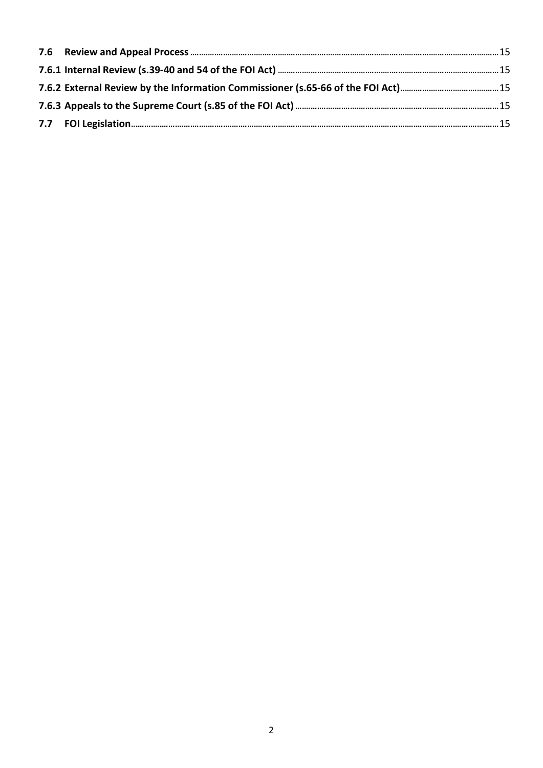**7.6 Review and Appeal Process** .......... 15

**7.6.1 Internal Review (s.39-40 and 54 of the FOI Act)** .......... 15

**7.6.2 External Review by the Information Commissioner (s.65-66 of the FOI Act)** .......... 15

**7.6.3 Appeals to the Supreme Court (s.85 of the FOI Act)** .......... 15

**7.7 FOI Legislation** .......... 15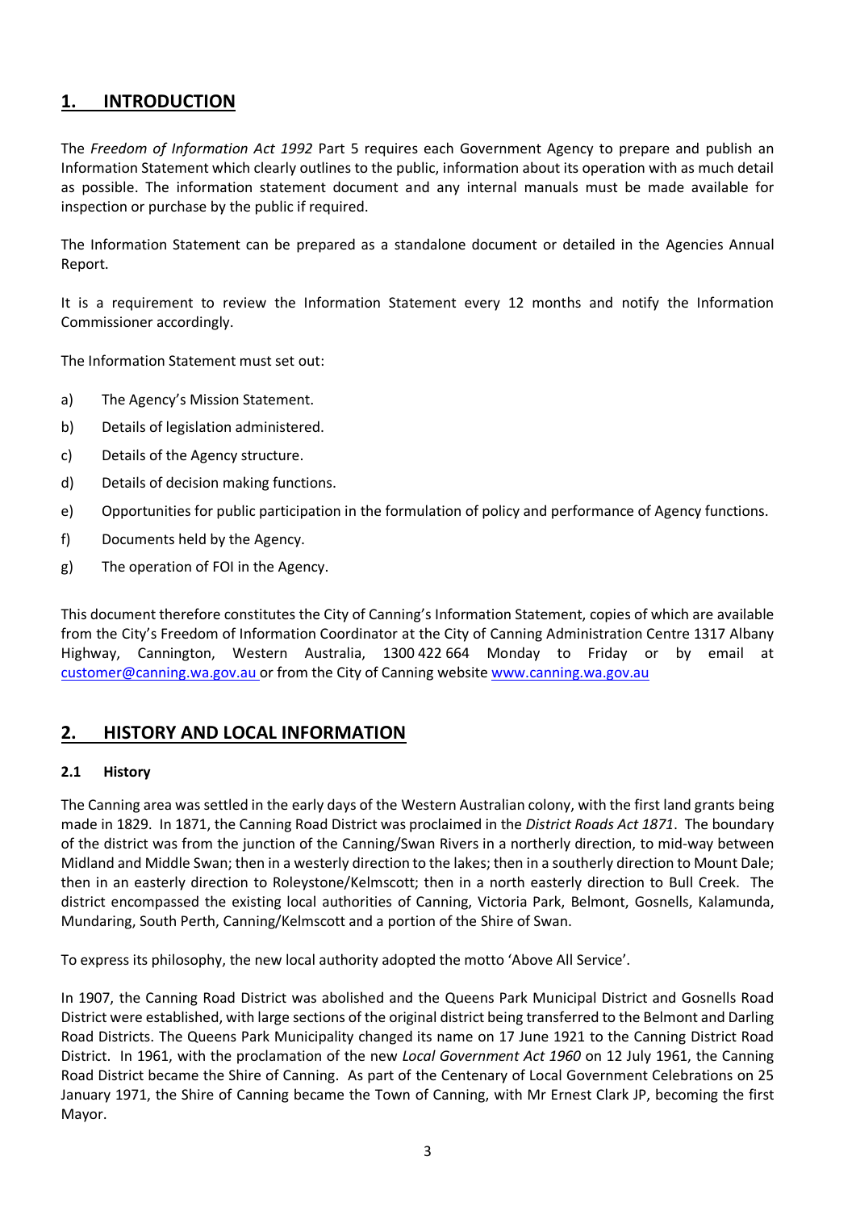## 1. INTRODUCTION

The *Freedom of Information Act 1992* Part 5 requires each Government Agency to prepare and publish an Information Statement which clearly outlines to the public, information about its operation with as much detail as possible. The information statement document and any internal manuals must be made available for inspection or purchase by the public if required.

The Information Statement can be prepared as a standalone document or detailed in the Agencies Annual Report.

It is a requirement to review the Information Statement every 12 months and notify the Information Commissioner accordingly.

The Information Statement must set out:

a) The Agency's Mission Statement.

b) Details of legislation administered.

c) Details of the Agency structure.

d) Details of decision making functions.

e) Opportunities for public participation in the formulation of policy and performance of Agency functions.

f) Documents held by the Agency.

g) The operation of FOI in the Agency.

This document therefore constitutes the City of Canning's Information Statement, copies of which are available from the City's Freedom of Information Coordinator at the City of Canning Administration Centre 1317 Albany Highway, Cannington, Western Australia, 1300 422 664 Monday to Friday or by email at customer@canning.wa.gov.au or from the City of Canning website www.canning.wa.gov.au

## 2. HISTORY AND LOCAL INFORMATION

### 2.1 History

The Canning area was settled in the early days of the Western Australian colony, with the first land grants being made in 1829. In 1871, the Canning Road District was proclaimed in the *District Roads Act 1871*. The boundary of the district was from the junction of the Canning/Swan Rivers in a northerly direction, to mid-way between Midland and Middle Swan; then in a westerly direction to the lakes; then in a southerly direction to Mount Dale; then in an easterly direction to Roleystone/Kelmscott; then in a north easterly direction to Bull Creek. The district encompassed the existing local authorities of Canning, Victoria Park, Belmont, Gosnells, Kalamunda, Mundaring, South Perth, Canning/Kelmscott and a portion of the Shire of Swan.

To express its philosophy, the new local authority adopted the motto 'Above All Service'.

In 1907, the Canning Road District was abolished and the Queens Park Municipal District and Gosnells Road District were established, with large sections of the original district being transferred to the Belmont and Darling Road Districts. The Queens Park Municipality changed its name on 17 June 1921 to the Canning District Road District. In 1961, with the proclamation of the new *Local Government Act 1960* on 12 July 1961, the Canning Road District became the Shire of Canning. As part of the Centenary of Local Government Celebrations on 25 January 1971, the Shire of Canning became the Town of Canning, with Mr Ernest Clark JP, becoming the first Mayor.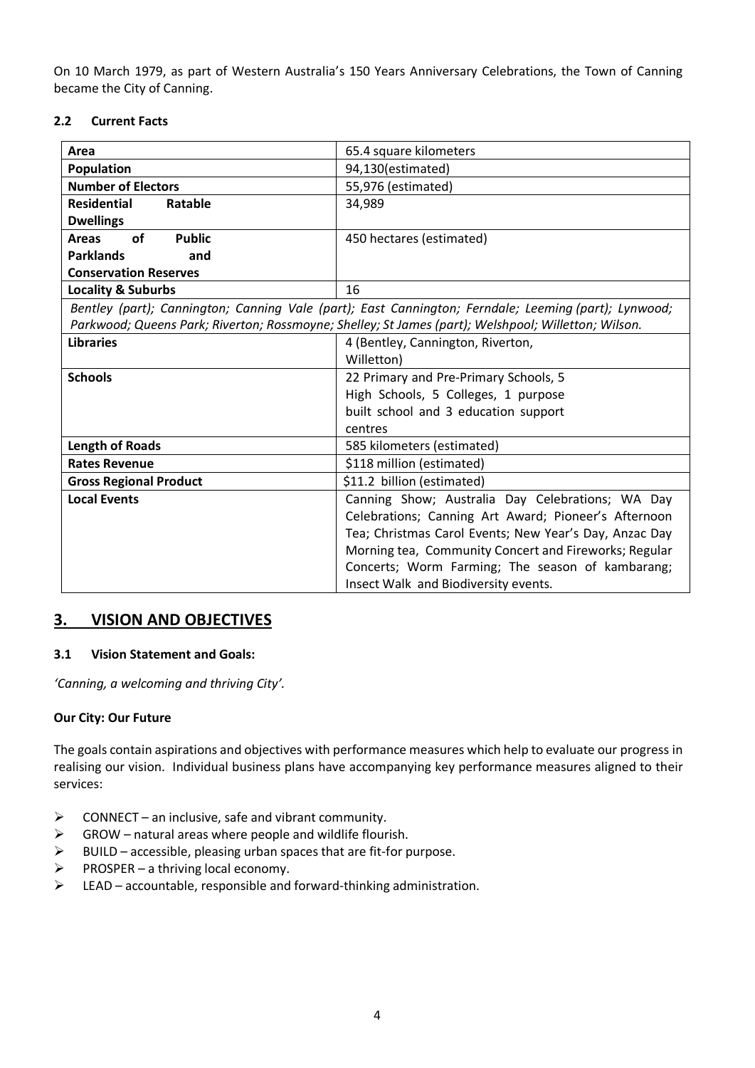On 10 March 1979, as part of Western Australia's 150 Years Anniversary Celebrations, the Town of Canning became the City of Canning.

### 2.2 Current Facts

| | |
|---|---|
| **Area** | 65.4 square kilometers |
| **Population** | 94,130(estimated) |
| **Number of Electors** | 55,976 (estimated) |
| **Residential Ratable Dwellings** | 34,989 |
| **Areas of Public Parklands and Conservation Reserves** | 450 hectares (estimated) |
| **Locality & Suburbs** | 16 |
| *Bentley (part); Cannington; Canning Vale (part); East Cannington; Ferndale; Leeming (part); Lynwood; Parkwood; Queens Park; Riverton; Rossmoyne; Shelley; St James (part); Welshpool; Willetton; Wilson.* | |
| **Libraries** | 4 (Bentley, Cannington, Riverton, Willetton) |
| **Schools** | 22 Primary and Pre-Primary Schools, 5 High Schools, 5 Colleges, 1 purpose built school and 3 education support centres |
| **Length of Roads** | 585 kilometers (estimated) |
| **Rates Revenue** | $118 million (estimated) |
| **Gross Regional Product** | $11.2 billion (estimated) |
| **Local Events** | Canning Show; Australia Day Celebrations; WA Day Celebrations; Canning Art Award; Pioneer's Afternoon Tea; Christmas Carol Events; New Year's Day, Anzac Day Morning tea, Community Concert and Fireworks; Regular Concerts; Worm Farming; The season of kambarang; Insect Walk and Biodiversity events. |

## 3. VISION AND OBJECTIVES

### 3.1 Vision Statement and Goals:

*'Canning, a welcoming and thriving City'.*

**Our City: Our Future**

The goals contain aspirations and objectives with performance measures which help to evaluate our progress in realising our vision. Individual business plans have accompanying key performance measures aligned to their services:

- CONNECT – an inclusive, safe and vibrant community.
- GROW – natural areas where people and wildlife flourish.
- BUILD – accessible, pleasing urban spaces that are fit-for purpose.
- PROSPER – a thriving local economy.
- LEAD – accountable, responsible and forward-thinking administration.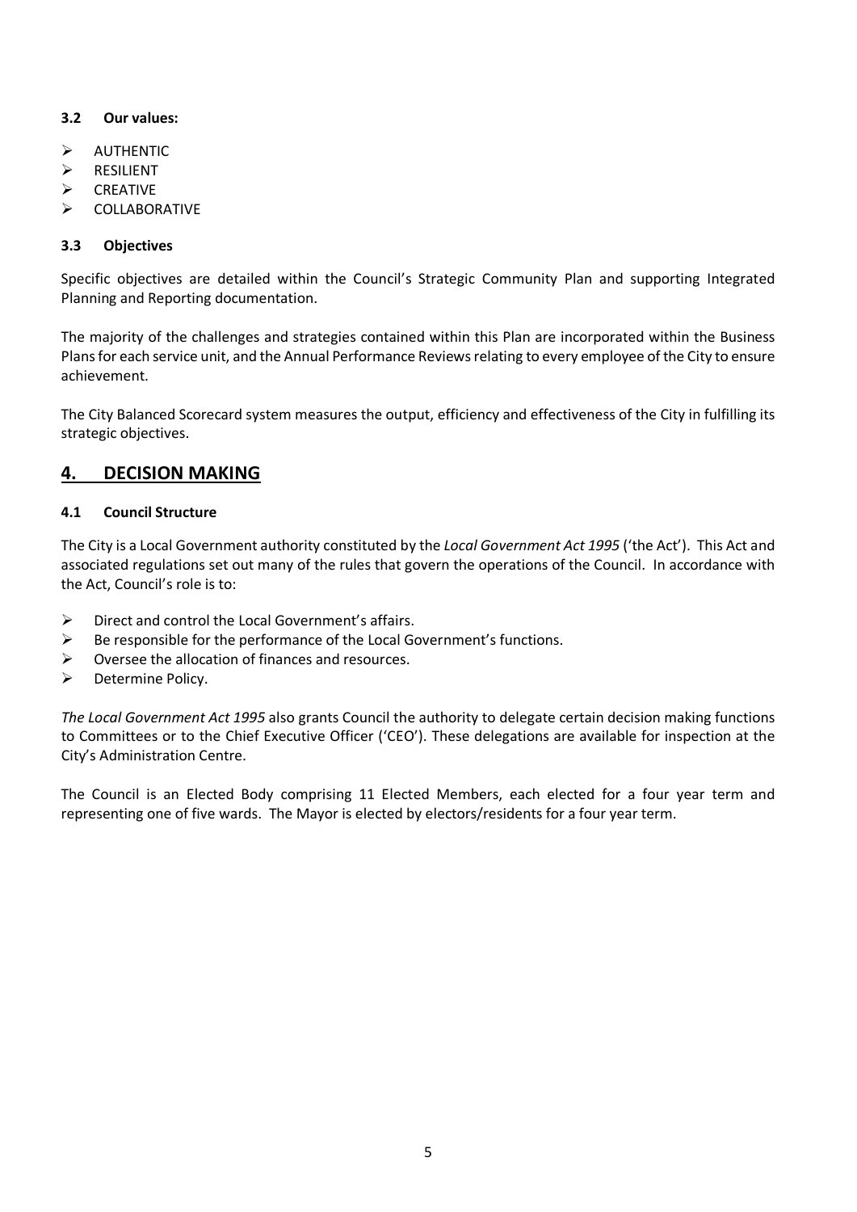### 3.2 Our values:

- AUTHENTIC
- RESILIENT
- CREATIVE
- COLLABORATIVE

### 3.3 Objectives

Specific objectives are detailed within the Council's Strategic Community Plan and supporting Integrated Planning and Reporting documentation.

The majority of the challenges and strategies contained within this Plan are incorporated within the Business Plans for each service unit, and the Annual Performance Reviews relating to every employee of the City to ensure achievement.

The City Balanced Scorecard system measures the output, efficiency and effectiveness of the City in fulfilling its strategic objectives.

## 4. DECISION MAKING

### 4.1 Council Structure

The City is a Local Government authority constituted by the *Local Government Act 1995* ('the Act'). This Act and associated regulations set out many of the rules that govern the operations of the Council. In accordance with the Act, Council's role is to:

- Direct and control the Local Government's affairs.
- Be responsible for the performance of the Local Government's functions.
- Oversee the allocation of finances and resources.
- Determine Policy.

*The Local Government Act 1995* also grants Council the authority to delegate certain decision making functions to Committees or to the Chief Executive Officer ('CEO'). These delegations are available for inspection at the City's Administration Centre.

The Council is an Elected Body comprising 11 Elected Members, each elected for a four year term and representing one of five wards. The Mayor is elected by electors/residents for a four year term.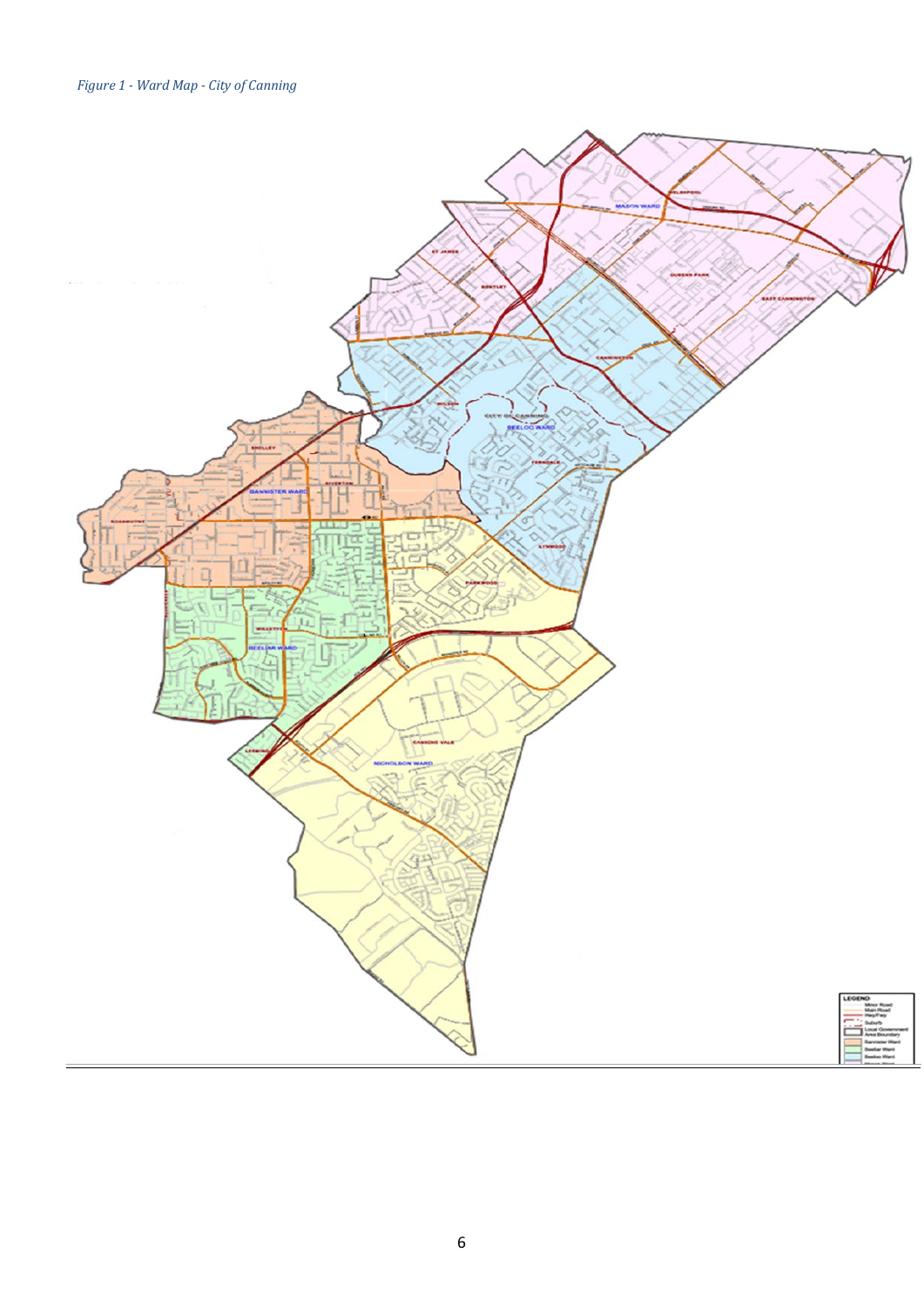*Figure 1 - Ward Map - City of Canning*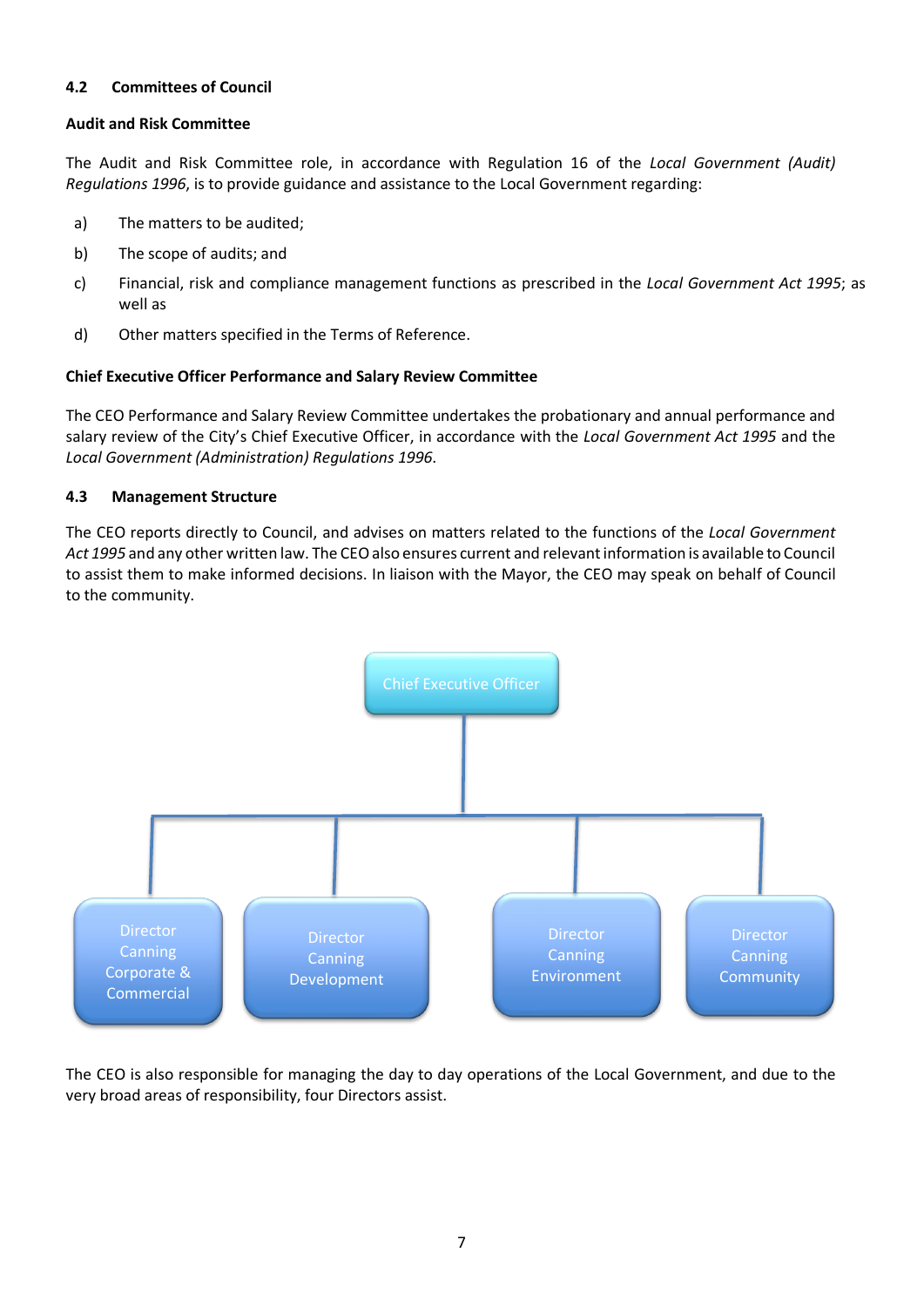### 4.2 Committees of Council

**Audit and Risk Committee**

The Audit and Risk Committee role, in accordance with Regulation 16 of the *Local Government (Audit) Regulations 1996*, is to provide guidance and assistance to the Local Government regarding:

a) The matters to be audited;

b) The scope of audits; and

c) Financial, risk and compliance management functions as prescribed in the *Local Government Act 1995*; as well as

d) Other matters specified in the Terms of Reference.

**Chief Executive Officer Performance and Salary Review Committee**

The CEO Performance and Salary Review Committee undertakes the probationary and annual performance and salary review of the City's Chief Executive Officer, in accordance with the *Local Government Act 1995* and the *Local Government (Administration) Regulations 1996*.

### 4.3 Management Structure

The CEO reports directly to Council, and advises on matters related to the functions of the *Local Government Act 1995* and any other written law. The CEO also ensures current and relevant information is available to Council to assist them to make informed decisions. In liaison with the Mayor, the CEO may speak on behalf of Council to the community.

- Chief Executive Officer
  - Director Canning Corporate & Commercial
  - Director Canning Development
  - Director Canning Environment
  - Director Canning Community

The CEO is also responsible for managing the day to day operations of the Local Government, and due to the very broad areas of responsibility, four Directors assist.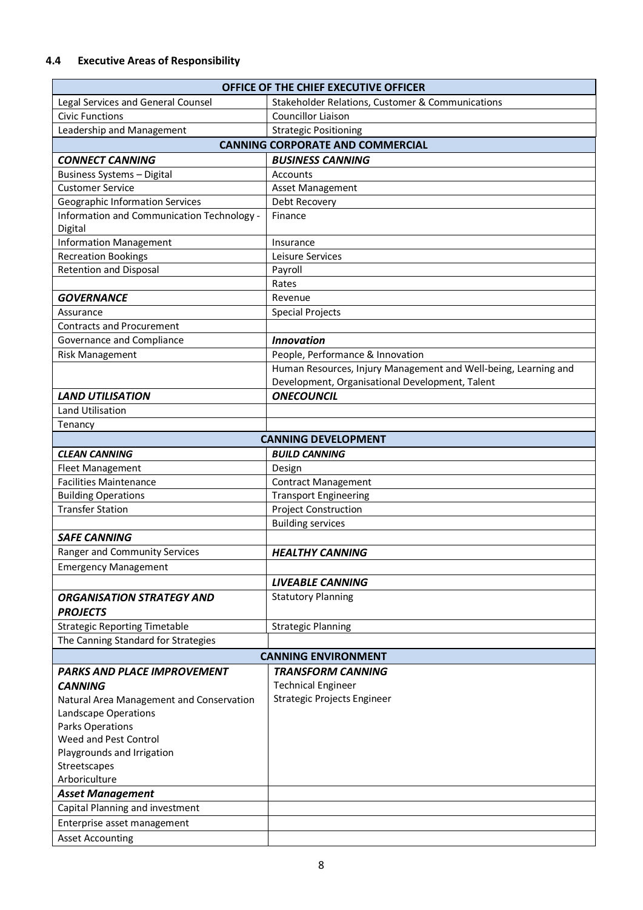### 4.4 Executive Areas of Responsibility

| OFFICE OF THE CHIEF EXECUTIVE OFFICER | |
|---|---|
| Legal Services and General Counsel | Stakeholder Relations, Customer & Communications |
| Civic Functions | Councillor Liaison |
| Leadership and Management | Strategic Positioning |
| **CANNING CORPORATE AND COMMERCIAL** | |
| ***CONNECT CANNING*** | ***BUSINESS CANNING*** |
| Business Systems – Digital | Accounts |
| Customer Service | Asset Management |
| Geographic Information Services | Debt Recovery |
| Information and Communication Technology - Digital | Finance |
| Information Management | Insurance |
| Recreation Bookings | Leisure Services |
| Retention and Disposal | Payroll |
| | Rates |
| ***GOVERNANCE*** | Revenue |
| Assurance | Special Projects |
| Contracts and Procurement | |
| Governance and Compliance | ***Innovation*** |
| Risk Management | People, Performance & Innovation |
| | Human Resources, Injury Management and Well-being, Learning and Development, Organisational Development, Talent |
| ***LAND UTILISATION*** | ***ONECOUNCIL*** |
| Land Utilisation | |
| Tenancy | |
| **CANNING DEVELOPMENT** | |
| ***CLEAN CANNING*** | ***BUILD CANNING*** |
| Fleet Management | Design |
| Facilities Maintenance | Contract Management |
| Building Operations | Transport Engineering |
| Transfer Station | Project Construction |
| | Building services |
| ***SAFE CANNING*** | |
| Ranger and Community Services | ***HEALTHY CANNING*** |
| Emergency Management | |
| | ***LIVEABLE CANNING*** |
| ***ORGANISATION STRATEGY AND PROJECTS*** | Statutory Planning |
| Strategic Reporting Timetable | Strategic Planning |
| The Canning Standard for Strategies | |
| **CANNING ENVIRONMENT** | |
| ***PARKS AND PLACE IMPROVEMENT CANNING*** Natural Area Management and Conservation Landscape Operations Parks Operations Weed and Pest Control Playgrounds and Irrigation Streetscapes Arboriculture | ***TRANSFORM CANNING*** Technical Engineer Strategic Projects Engineer |
| ***Asset Management*** | |
| Capital Planning and investment | |
| Enterprise asset management | |
| Asset Accounting | |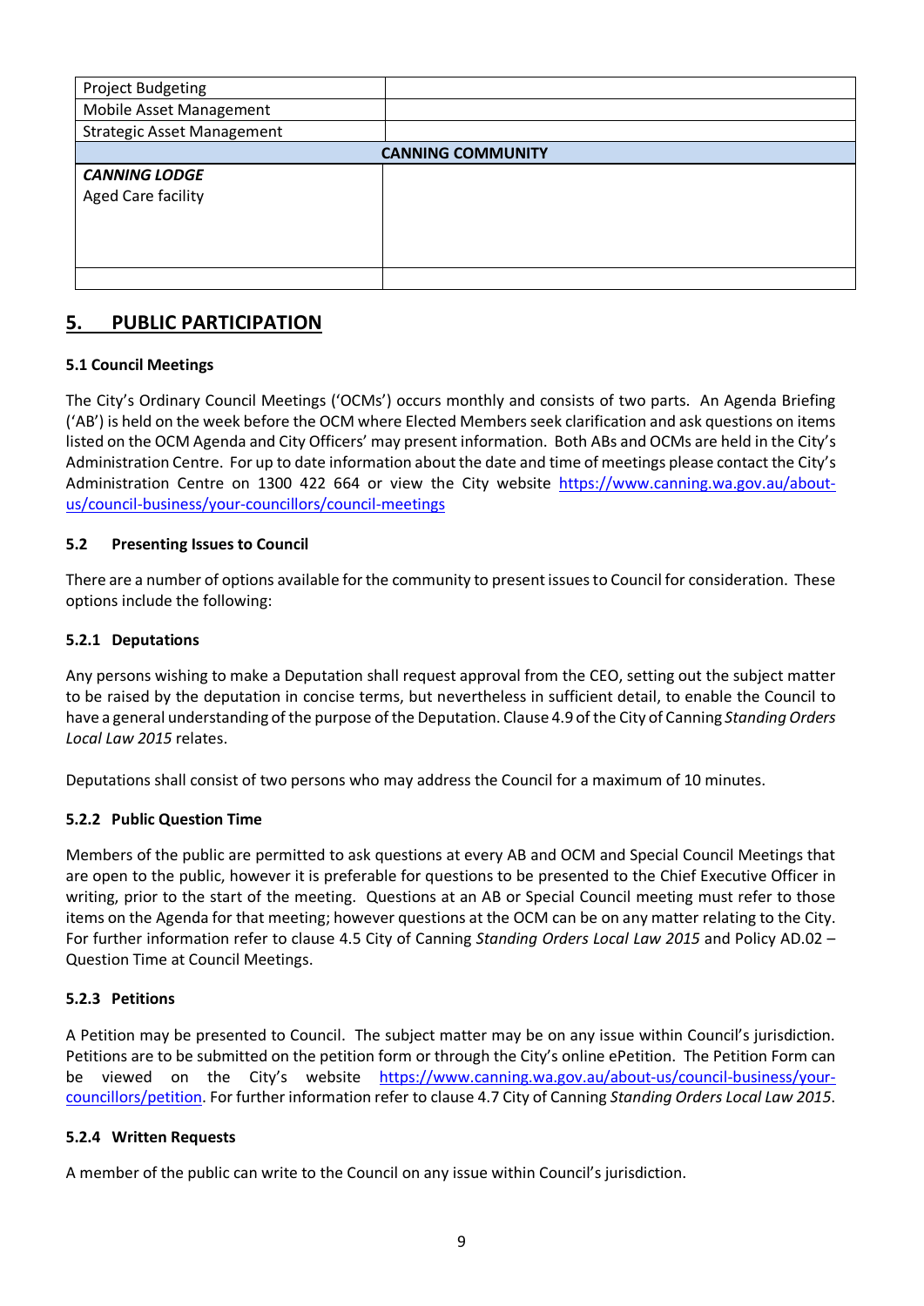| | |
|---|---|
| Project Budgeting | |
| Mobile Asset Management | |
| Strategic Asset Management | |
| **CANNING COMMUNITY** | |
| ***CANNING LODGE***<br>Aged Care facility | |
| | |

## 5. PUBLIC PARTICIPATION

### 5.1 Council Meetings

The City's Ordinary Council Meetings ('OCMs') occurs monthly and consists of two parts. An Agenda Briefing ('AB') is held on the week before the OCM where Elected Members seek clarification and ask questions on items listed on the OCM Agenda and City Officers' may present information. Both ABs and OCMs are held in the City's Administration Centre. For up to date information about the date and time of meetings please contact the City's Administration Centre on 1300 422 664 or view the City website https://www.canning.wa.gov.au/about-us/council-business/your-councillors/council-meetings

### 5.2 Presenting Issues to Council

There are a number of options available for the community to present issues to Council for consideration. These options include the following:

#### 5.2.1 Deputations

Any persons wishing to make a Deputation shall request approval from the CEO, setting out the subject matter to be raised by the deputation in concise terms, but nevertheless in sufficient detail, to enable the Council to have a general understanding of the purpose of the Deputation. Clause 4.9 of the City of Canning *Standing Orders Local Law 2015* relates.

Deputations shall consist of two persons who may address the Council for a maximum of 10 minutes.

#### 5.2.2 Public Question Time

Members of the public are permitted to ask questions at every AB and OCM and Special Council Meetings that are open to the public, however it is preferable for questions to be presented to the Chief Executive Officer in writing, prior to the start of the meeting. Questions at an AB or Special Council meeting must refer to those items on the Agenda for that meeting; however questions at the OCM can be on any matter relating to the City. For further information refer to clause 4.5 City of Canning *Standing Orders Local Law 2015* and Policy AD.02 – Question Time at Council Meetings.

#### 5.2.3 Petitions

A Petition may be presented to Council. The subject matter may be on any issue within Council's jurisdiction. Petitions are to be submitted on the petition form or through the City's online ePetition. The Petition Form can be viewed on the City's website https://www.canning.wa.gov.au/about-us/council-business/your-councillors/petition. For further information refer to clause 4.7 City of Canning *Standing Orders Local Law 2015*.

#### 5.2.4 Written Requests

A member of the public can write to the Council on any issue within Council's jurisdiction.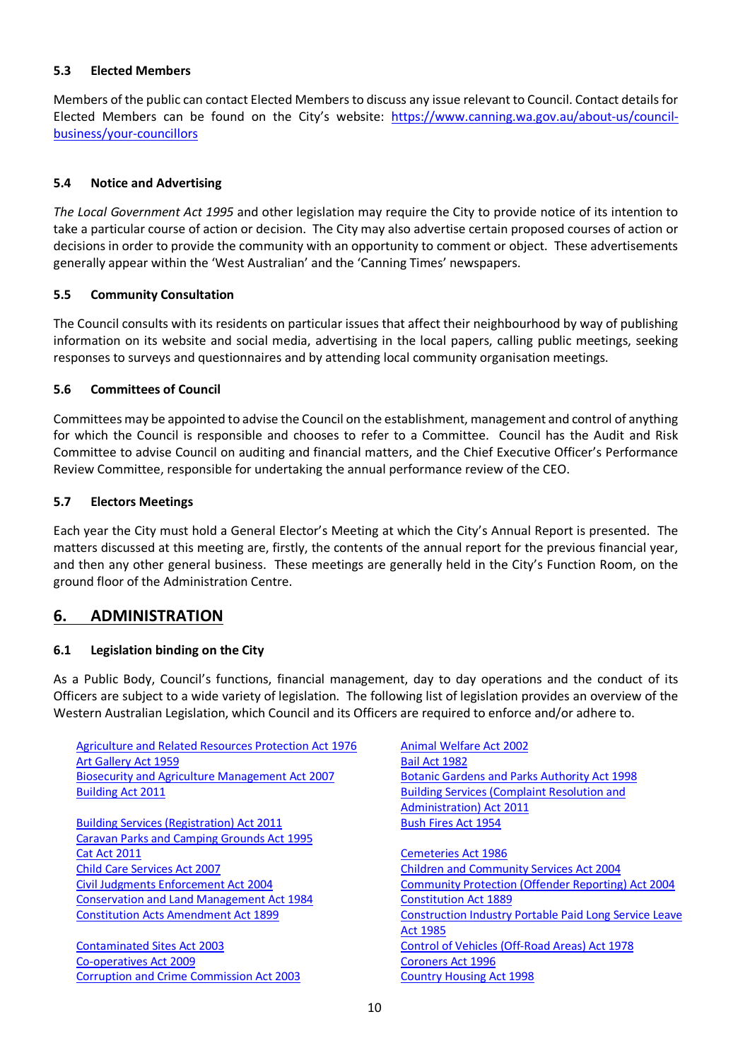### 5.3 Elected Members

Members of the public can contact Elected Members to discuss any issue relevant to Council. Contact details for Elected Members can be found on the City's website: [https://www.canning.wa.gov.au/about-us/council-business/your-councillors](https://www.canning.wa.gov.au/about-us/council-business/your-councillors)

### 5.4 Notice and Advertising

*The Local Government Act 1995* and other legislation may require the City to provide notice of its intention to take a particular course of action or decision. The City may also advertise certain proposed courses of action or decisions in order to provide the community with an opportunity to comment or object. These advertisements generally appear within the 'West Australian' and the 'Canning Times' newspapers.

### 5.5 Community Consultation

The Council consults with its residents on particular issues that affect their neighbourhood by way of publishing information on its website and social media, advertising in the local papers, calling public meetings, seeking responses to surveys and questionnaires and by attending local community organisation meetings.

### 5.6 Committees of Council

Committees may be appointed to advise the Council on the establishment, management and control of anything for which the Council is responsible and chooses to refer to a Committee. Council has the Audit and Risk Committee to advise Council on auditing and financial matters, and the Chief Executive Officer's Performance Review Committee, responsible for undertaking the annual performance review of the CEO.

### 5.7 Electors Meetings

Each year the City must hold a General Elector's Meeting at which the City's Annual Report is presented. The matters discussed at this meeting are, firstly, the contents of the annual report for the previous financial year, and then any other general business. These meetings are generally held in the City's Function Room, on the ground floor of the Administration Centre.

## 6. ADMINISTRATION

### 6.1 Legislation binding on the City

As a Public Body, Council's functions, financial management, day to day operations and the conduct of its Officers are subject to a wide variety of legislation. The following list of legislation provides an overview of the Western Australian Legislation, which Council and its Officers are required to enforce and/or adhere to.

- Agriculture and Related Resources Protection Act 1976
- Art Gallery Act 1959
- Biosecurity and Agriculture Management Act 2007
- Building Act 2011
- Building Services (Registration) Act 2011
- Caravan Parks and Camping Grounds Act 1995
- Cat Act 2011
- Child Care Services Act 2007
- Civil Judgments Enforcement Act 2004
- Conservation and Land Management Act 1984
- Constitution Acts Amendment Act 1899
- Contaminated Sites Act 2003
- Co-operatives Act 2009
- Corruption and Crime Commission Act 2003
- Animal Welfare Act 2002
- Bail Act 1982
- Botanic Gardens and Parks Authority Act 1998
- Building Services (Complaint Resolution and Administration) Act 2011
- Bush Fires Act 1954
- Cemeteries Act 1986
- Children and Community Services Act 2004
- Community Protection (Offender Reporting) Act 2004
- Constitution Act 1889
- Construction Industry Portable Paid Long Service Leave Act 1985
- Control of Vehicles (Off-Road Areas) Act 1978
- Coroners Act 1996
- Country Housing Act 1998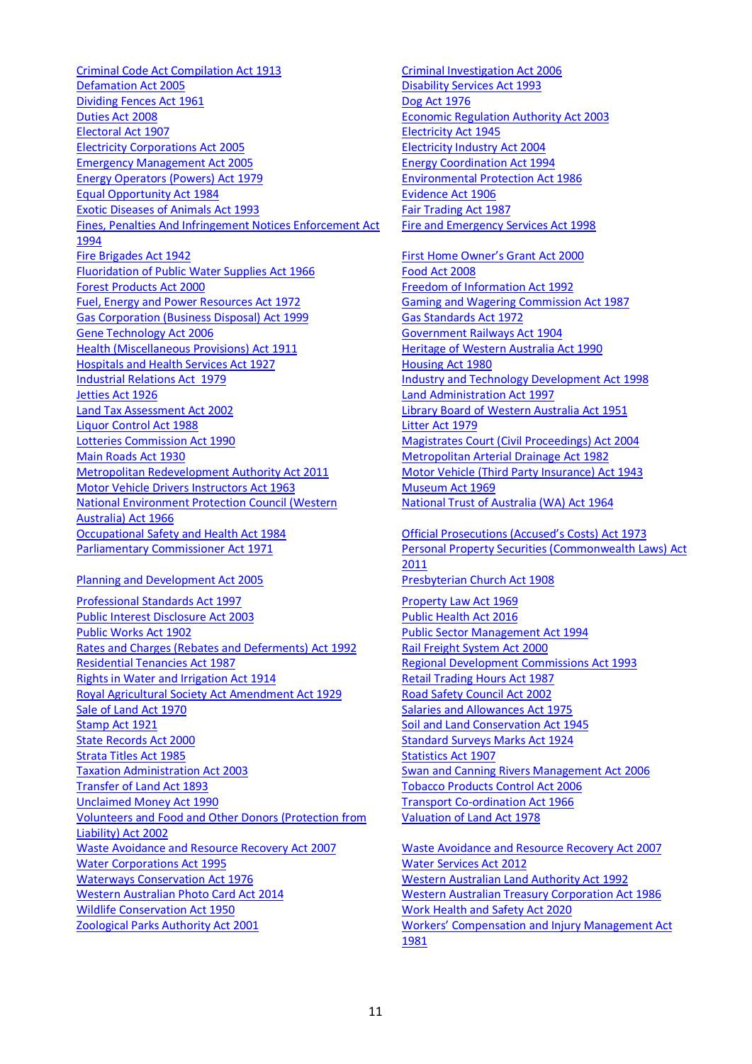Criminal Code Act Compilation Act 1913
Defamation Act 2005
Dividing Fences Act 1961
Duties Act 2008
Electoral Act 1907
Electricity Corporations Act 2005
Emergency Management Act 2005
Energy Operators (Powers) Act 1979
Equal Opportunity Act 1984
Exotic Diseases of Animals Act 1993
Fines, Penalties And Infringement Notices Enforcement Act 1994
Fire Brigades Act 1942
Fluoridation of Public Water Supplies Act 1966
Forest Products Act 2000
Fuel, Energy and Power Resources Act 1972
Gas Corporation (Business Disposal) Act 1999
Gene Technology Act 2006
Health (Miscellaneous Provisions) Act 1911
Hospitals and Health Services Act 1927
Industrial Relations Act 1979
Jetties Act 1926
Land Tax Assessment Act 2002
Liquor Control Act 1988
Lotteries Commission Act 1990
Main Roads Act 1930
Metropolitan Redevelopment Authority Act 2011
Motor Vehicle Drivers Instructors Act 1963
National Environment Protection Council (Western Australia) Act 1966
Occupational Safety and Health Act 1984
Parliamentary Commissioner Act 1971

Planning and Development Act 2005

Professional Standards Act 1997
Public Interest Disclosure Act 2003
Public Works Act 1902
Rates and Charges (Rebates and Deferments) Act 1992
Residential Tenancies Act 1987
Rights in Water and Irrigation Act 1914
Royal Agricultural Society Act Amendment Act 1929
Sale of Land Act 1970
Stamp Act 1921
State Records Act 2000
Strata Titles Act 1985
Taxation Administration Act 2003
Transfer of Land Act 1893
Unclaimed Money Act 1990
Volunteers and Food and Other Donors (Protection from Liability) Act 2002
Waste Avoidance and Resource Recovery Act 2007
Water Corporations Act 1995
Waterways Conservation Act 1976
Western Australian Photo Card Act 2014
Wildlife Conservation Act 1950
Zoological Parks Authority Act 2001

Criminal Investigation Act 2006
Disability Services Act 1993
Dog Act 1976
Economic Regulation Authority Act 2003
Electricity Act 1945
Electricity Industry Act 2004
Energy Coordination Act 1994
Environmental Protection Act 1986
Evidence Act 1906
Fair Trading Act 1987
Fire and Emergency Services Act 1998

First Home Owner's Grant Act 2000
Food Act 2008
Freedom of Information Act 1992
Gaming and Wagering Commission Act 1987
Gas Standards Act 1972
Government Railways Act 1904
Heritage of Western Australia Act 1990
Housing Act 1980
Industry and Technology Development Act 1998
Land Administration Act 1997
Library Board of Western Australia Act 1951
Litter Act 1979
Magistrates Court (Civil Proceedings) Act 2004
Metropolitan Arterial Drainage Act 1982
Motor Vehicle (Third Party Insurance) Act 1943
Museum Act 1969
National Trust of Australia (WA) Act 1964

Official Prosecutions (Accused's Costs) Act 1973
Personal Property Securities (Commonwealth Laws) Act 2011
Presbyterian Church Act 1908

Property Law Act 1969
Public Health Act 2016
Public Sector Management Act 1994
Rail Freight System Act 2000
Regional Development Commissions Act 1993
Retail Trading Hours Act 1987
Road Safety Council Act 2002
Salaries and Allowances Act 1975
Soil and Land Conservation Act 1945
Standard Surveys Marks Act 1924
Statistics Act 1907
Swan and Canning Rivers Management Act 2006
Tobacco Products Control Act 2006
Transport Co-ordination Act 1966
Valuation of Land Act 1978

Waste Avoidance and Resource Recovery Act 2007
Water Services Act 2012
Western Australian Land Authority Act 1992
Western Australian Treasury Corporation Act 1986
Work Health and Safety Act 2020
Workers' Compensation and Injury Management Act 1981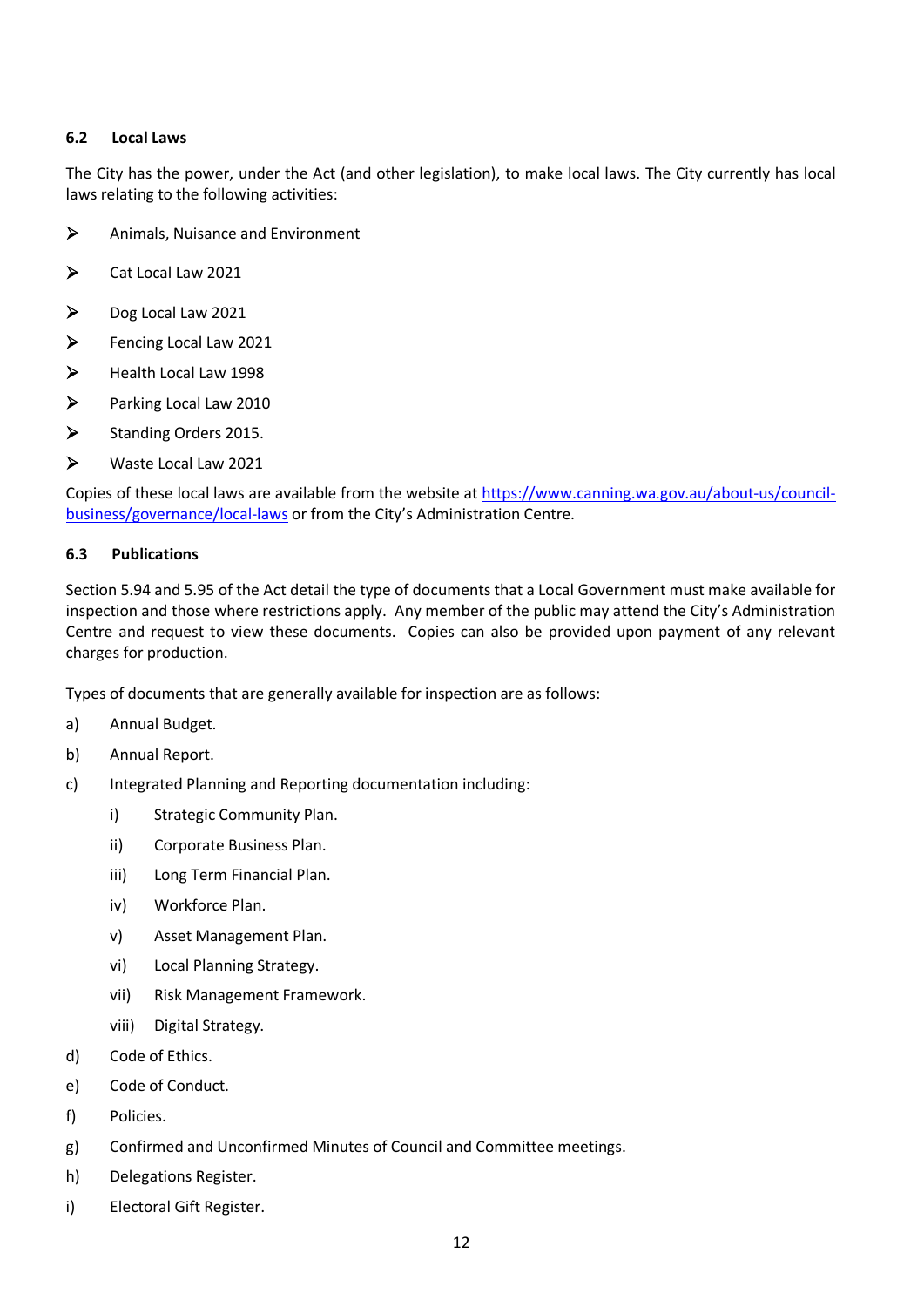### 6.2 Local Laws

The City has the power, under the Act (and other legislation), to make local laws. The City currently has local laws relating to the following activities:

- Animals, Nuisance and Environment
- Cat Local Law 2021
- Dog Local Law 2021
- Fencing Local Law 2021
- Health Local Law 1998
- Parking Local Law 2010
- Standing Orders 2015.
- Waste Local Law 2021

Copies of these local laws are available from the website at [https://www.canning.wa.gov.au/about-us/council-business/governance/local-laws](https://www.canning.wa.gov.au/about-us/council-business/governance/local-laws) or from the City's Administration Centre.

### 6.3 Publications

Section 5.94 and 5.95 of the Act detail the type of documents that a Local Government must make available for inspection and those where restrictions apply. Any member of the public may attend the City's Administration Centre and request to view these documents. Copies can also be provided upon payment of any relevant charges for production.

Types of documents that are generally available for inspection are as follows:

a) Annual Budget.

b) Annual Report.

c) Integrated Planning and Reporting documentation including:

   i) Strategic Community Plan.

   ii) Corporate Business Plan.

   iii) Long Term Financial Plan.

   iv) Workforce Plan.

   v) Asset Management Plan.

   vi) Local Planning Strategy.

   vii) Risk Management Framework.

   viii) Digital Strategy.

d) Code of Ethics.

e) Code of Conduct.

f) Policies.

g) Confirmed and Unconfirmed Minutes of Council and Committee meetings.

h) Delegations Register.

i) Electoral Gift Register.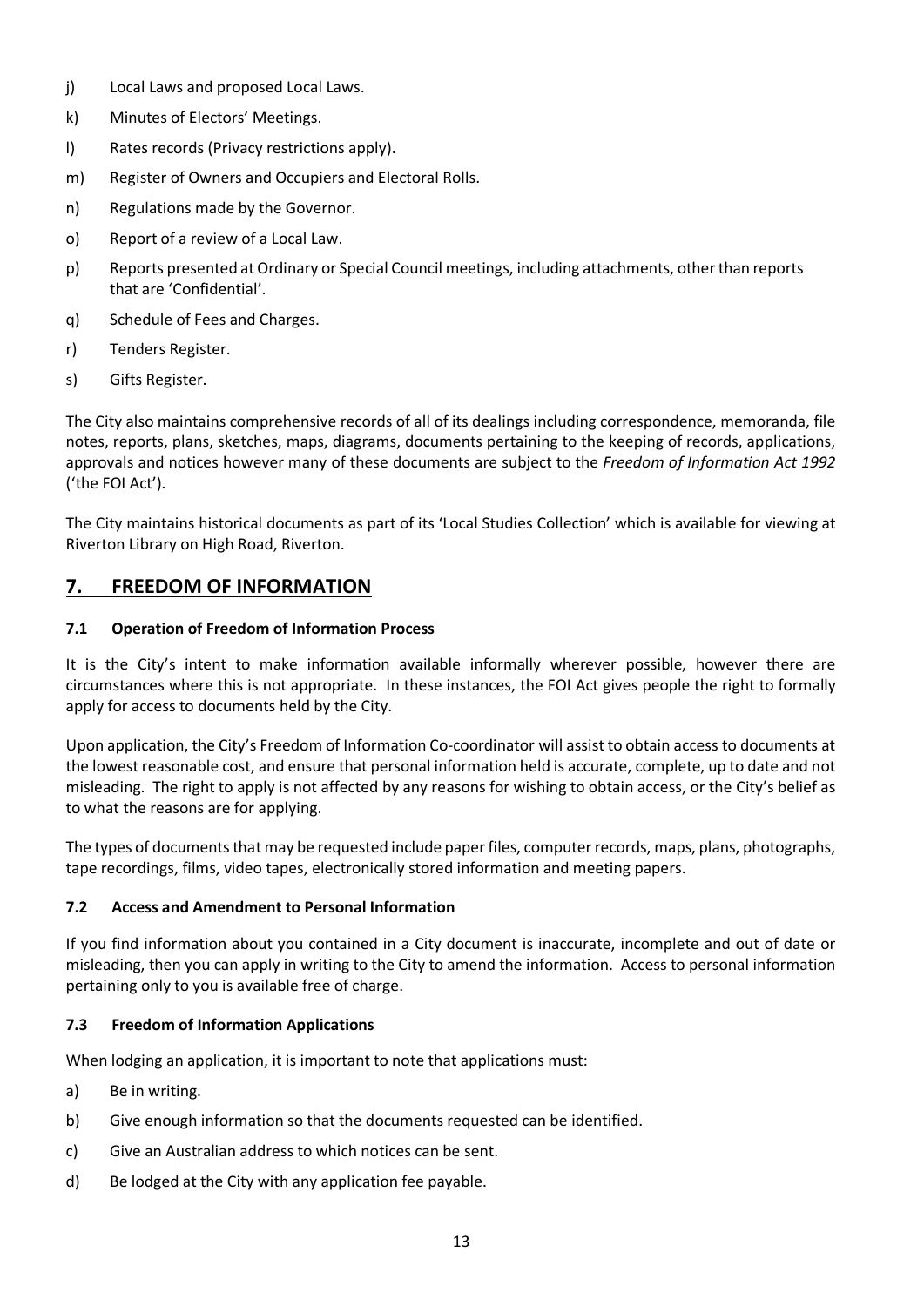j) Local Laws and proposed Local Laws.

k) Minutes of Electors' Meetings.

l) Rates records (Privacy restrictions apply).

m) Register of Owners and Occupiers and Electoral Rolls.

n) Regulations made by the Governor.

o) Report of a review of a Local Law.

p) Reports presented at Ordinary or Special Council meetings, including attachments, other than reports that are 'Confidential'.

q) Schedule of Fees and Charges.

r) Tenders Register.

s) Gifts Register.

The City also maintains comprehensive records of all of its dealings including correspondence, memoranda, file notes, reports, plans, sketches, maps, diagrams, documents pertaining to the keeping of records, applications, approvals and notices however many of these documents are subject to the *Freedom of Information Act 1992* ('the FOI Act').

The City maintains historical documents as part of its 'Local Studies Collection' which is available for viewing at Riverton Library on High Road, Riverton.

## 7. FREEDOM OF INFORMATION

### 7.1 Operation of Freedom of Information Process

It is the City's intent to make information available informally wherever possible, however there are circumstances where this is not appropriate. In these instances, the FOI Act gives people the right to formally apply for access to documents held by the City.

Upon application, the City's Freedom of Information Co-coordinator will assist to obtain access to documents at the lowest reasonable cost, and ensure that personal information held is accurate, complete, up to date and not misleading. The right to apply is not affected by any reasons for wishing to obtain access, or the City's belief as to what the reasons are for applying.

The types of documents that may be requested include paper files, computer records, maps, plans, photographs, tape recordings, films, video tapes, electronically stored information and meeting papers.

### 7.2 Access and Amendment to Personal Information

If you find information about you contained in a City document is inaccurate, incomplete and out of date or misleading, then you can apply in writing to the City to amend the information. Access to personal information pertaining only to you is available free of charge.

### 7.3 Freedom of Information Applications

When lodging an application, it is important to note that applications must:

a) Be in writing.

b) Give enough information so that the documents requested can be identified.

c) Give an Australian address to which notices can be sent.

d) Be lodged at the City with any application fee payable.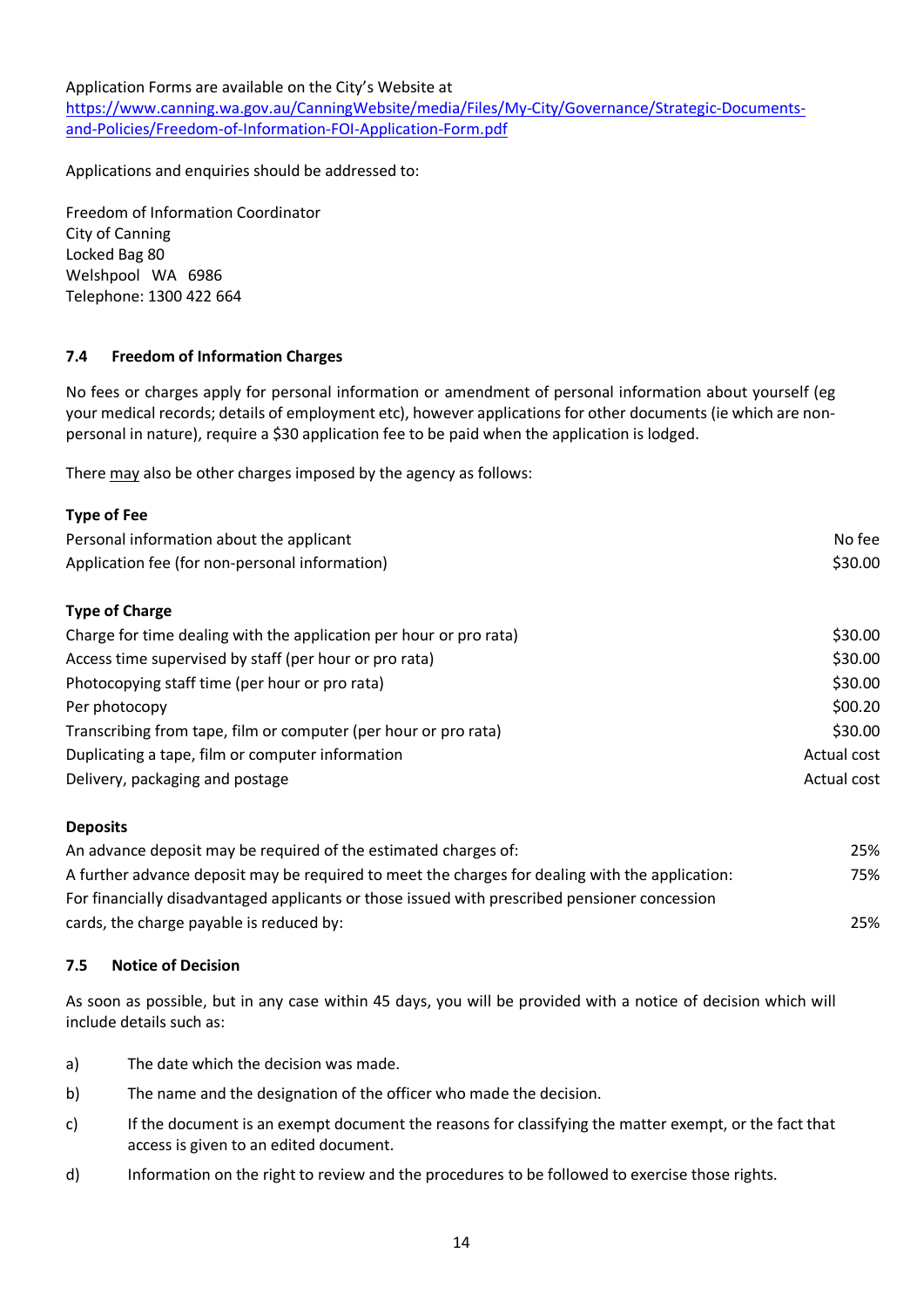Application Forms are available on the City's Website at
[https://www.canning.wa.gov.au/CanningWebsite/media/Files/My-City/Governance/Strategic-Documents-and-Policies/Freedom-of-Information-FOI-Application-Form.pdf](https://www.canning.wa.gov.au/CanningWebsite/media/Files/My-City/Governance/Strategic-Documents-and-Policies/Freedom-of-Information-FOI-Application-Form.pdf)

Applications and enquiries should be addressed to:

Freedom of Information Coordinator
City of Canning
Locked Bag 80
Welshpool WA 6986
Telephone: 1300 422 664

### 7.4 Freedom of Information Charges

No fees or charges apply for personal information or amendment of personal information about yourself (eg your medical records; details of employment etc), however applications for other documents (ie which are non-personal in nature), require a $30 application fee to be paid when the application is lodged.

There <u>may</u> also be other charges imposed by the agency as follows:

| **Type of Fee** | |
|---|---|
| Personal information about the applicant | No fee |
| Application fee (for non-personal information) | $30.00 |
| **Type of Charge** | |
| Charge for time dealing with the application per hour or pro rata) | $30.00 |
| Access time supervised by staff (per hour or pro rata) | $30.00 |
| Photocopying staff time (per hour or pro rata) | $30.00 |
| Per photocopy | $00.20 |
| Transcribing from tape, film or computer (per hour or pro rata) | $30.00 |
| Duplicating a tape, film or computer information | Actual cost |
| Delivery, packaging and postage | Actual cost |
| **Deposits** | |
| An advance deposit may be required of the estimated charges of: | 25% |
| A further advance deposit may be required to meet the charges for dealing with the application: | 75% |
| For financially disadvantaged applicants or those issued with prescribed pensioner concession cards, the charge payable is reduced by: | 25% |

### 7.5 Notice of Decision

As soon as possible, but in any case within 45 days, you will be provided with a notice of decision which will include details such as:

a) The date which the decision was made.

b) The name and the designation of the officer who made the decision.

c) If the document is an exempt document the reasons for classifying the matter exempt, or the fact that access is given to an edited document.

d) Information on the right to review and the procedures to be followed to exercise those rights.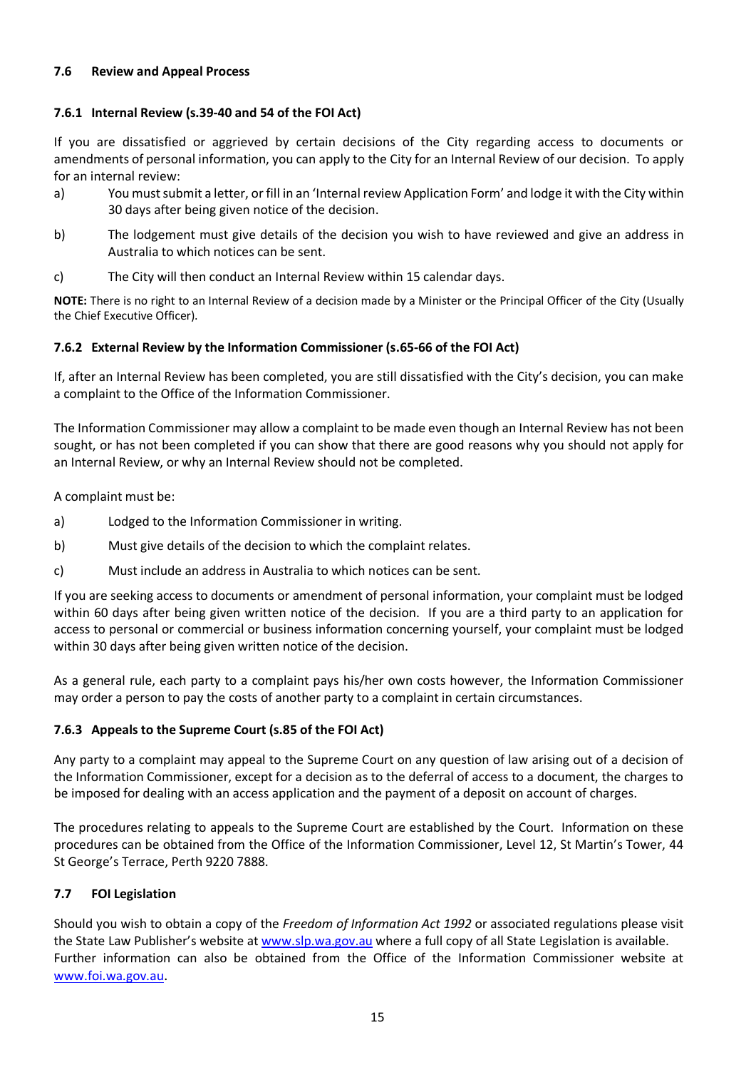## 7.6 Review and Appeal Process

### 7.6.1 Internal Review (s.39-40 and 54 of the FOI Act)

If you are dissatisfied or aggrieved by certain decisions of the City regarding access to documents or amendments of personal information, you can apply to the City for an Internal Review of our decision. To apply for an internal review:

a) You must submit a letter, or fill in an 'Internal review Application Form' and lodge it with the City within 30 days after being given notice of the decision.

b) The lodgement must give details of the decision you wish to have reviewed and give an address in Australia to which notices can be sent.

c) The City will then conduct an Internal Review within 15 calendar days.

**NOTE:** There is no right to an Internal Review of a decision made by a Minister or the Principal Officer of the City (Usually the Chief Executive Officer).

### 7.6.2 External Review by the Information Commissioner (s.65-66 of the FOI Act)

If, after an Internal Review has been completed, you are still dissatisfied with the City's decision, you can make a complaint to the Office of the Information Commissioner.

The Information Commissioner may allow a complaint to be made even though an Internal Review has not been sought, or has not been completed if you can show that there are good reasons why you should not apply for an Internal Review, or why an Internal Review should not be completed.

A complaint must be:

a) Lodged to the Information Commissioner in writing.

b) Must give details of the decision to which the complaint relates.

c) Must include an address in Australia to which notices can be sent.

If you are seeking access to documents or amendment of personal information, your complaint must be lodged within 60 days after being given written notice of the decision. If you are a third party to an application for access to personal or commercial or business information concerning yourself, your complaint must be lodged within 30 days after being given written notice of the decision.

As a general rule, each party to a complaint pays his/her own costs however, the Information Commissioner may order a person to pay the costs of another party to a complaint in certain circumstances.

### 7.6.3 Appeals to the Supreme Court (s.85 of the FOI Act)

Any party to a complaint may appeal to the Supreme Court on any question of law arising out of a decision of the Information Commissioner, except for a decision as to the deferral of access to a document, the charges to be imposed for dealing with an access application and the payment of a deposit on account of charges.

The procedures relating to appeals to the Supreme Court are established by the Court. Information on these procedures can be obtained from the Office of the Information Commissioner, Level 12, St Martin's Tower, 44 St George's Terrace, Perth 9220 7888.

## 7.7 FOI Legislation

Should you wish to obtain a copy of the *Freedom of Information Act 1992* or associated regulations please visit the State Law Publisher's website at www.slp.wa.gov.au where a full copy of all State Legislation is available. Further information can also be obtained from the Office of the Information Commissioner website at www.foi.wa.gov.au.